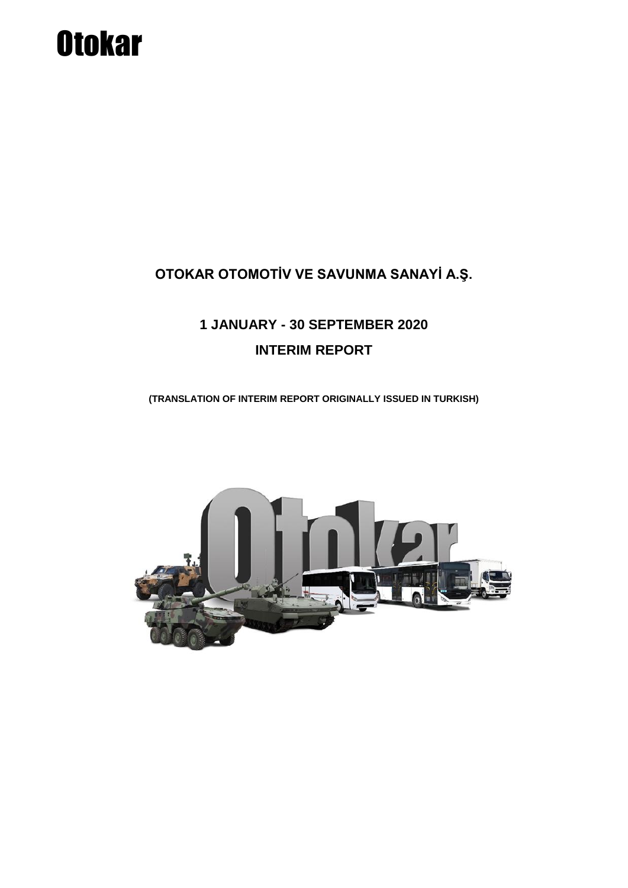Otokar

# OTOKAR OTOMOTİV VE SAVUNMA SANAYİ A.Ş.

## 1 JANUARY - 30 SEPTEMBER 2020

## INTERIM REPORT

**(TRANSLATION OF INTERIM REPORT ORIGINALLY ISSUED IN TURKISH)**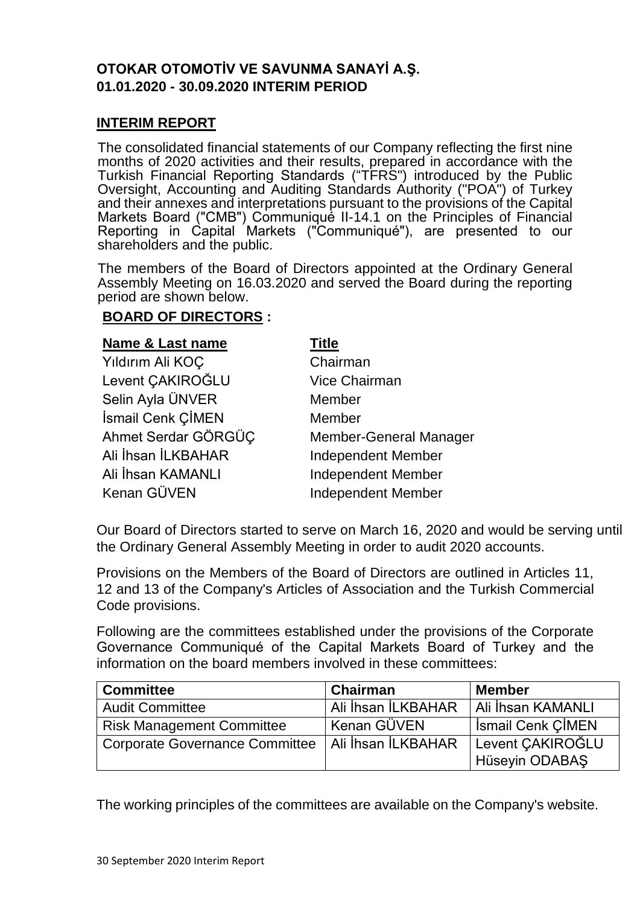## OTOKAR OTOMOTİV VE SAVUNMA SANAYİ A.Ş.
## 01.01.2020 - 30.09.2020 INTERIM PERIOD

### INTERIM REPORT

The consolidated financial statements of our Company reflecting the first nine months of 2020 activities and their results, prepared in accordance with the Turkish Financial Reporting Standards ("TFRS") introduced by the Public Oversight, Accounting and Auditing Standards Authority ("POA") of Turkey and their annexes and interpretations pursuant to the provisions of the Capital Markets Board ("CMB") Communiqué II-14.1 on the Principles of Financial Reporting in Capital Markets ("Communiqué"), are presented to our shareholders and the public.

The members of the Board of Directors appointed at the Ordinary General Assembly Meeting on 16.03.2020 and served the Board during the reporting period are shown below.

**BOARD OF DIRECTORS :**

| Name & Last name | Title |
|---|---|
| Yıldırım Ali KOÇ | Chairman |
| Levent ÇAKIROĞLU | Vice Chairman |
| Selin Ayla ÜNVER | Member |
| İsmail Cenk ÇİMEN | Member |
| Ahmet Serdar GÖRGÜÇ | Member-General Manager |
| Ali İhsan İLKBAHAR | Independent Member |
| Ali İhsan KAMANLI | Independent Member |
| Kenan GÜVEN | Independent Member |

Our Board of Directors started to serve on March 16, 2020 and would be serving until the Ordinary General Assembly Meeting in order to audit 2020 accounts.

Provisions on the Members of the Board of Directors are outlined in Articles 11, 12 and 13 of the Company's Articles of Association and the Turkish Commercial Code provisions.

Following are the committees established under the provisions of the Corporate Governance Communiqué of the Capital Markets Board of Turkey and the information on the board members involved in these committees:

| Committee | Chairman | Member |
|---|---|---|
| Audit Committee | Ali İhsan İLKBAHAR | Ali İhsan KAMANLI |
| Risk Management Committee | Kenan GÜVEN | İsmail Cenk ÇİMEN |
| Corporate Governance Committee | Ali İhsan İLKBAHAR | Levent ÇAKIROĞLU<br>Hüseyin ODABAŞ |

The working principles of the committees are available on the Company's website.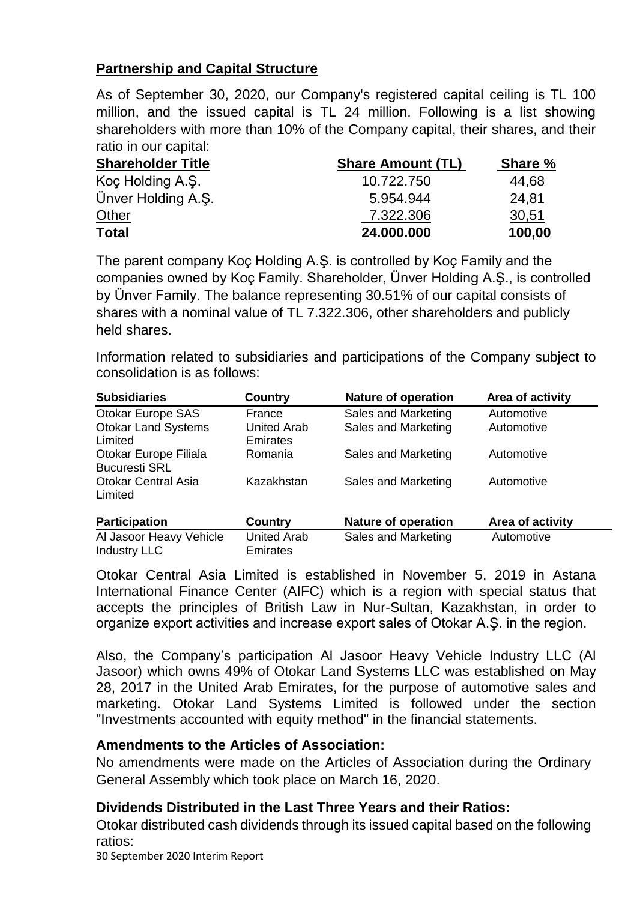## Partnership and Capital Structure

As of September 30, 2020, our Company's registered capital ceiling is TL 100 million, and the issued capital is TL 24 million. Following is a list showing shareholders with more than 10% of the Company capital, their shares, and their ratio in our capital:

| Shareholder Title | Share Amount (TL) | Share % |
|---|---|---|
| Koç Holding A.Ş. | 10.722.750 | 44,68 |
| Ünver Holding A.Ş. | 5.954.944 | 24,81 |
| Other | 7.322.306 | 30,51 |
| **Total** | **24.000.000** | **100,00** |

The parent company Koç Holding A.Ş. is controlled by Koç Family and the companies owned by Koç Family. Shareholder, Ünver Holding A.Ş., is controlled by Ünver Family. The balance representing 30.51% of our capital consists of shares with a nominal value of TL 7.322.306, other shareholders and publicly held shares.

Information related to subsidiaries and participations of the Company subject to consolidation is as follows:

| Subsidiaries | Country | Nature of operation | Area of activity |
|---|---|---|---|
| Otokar Europe SAS | France | Sales and Marketing | Automotive |
| Otokar Land Systems Limited | United Arab Emirates | Sales and Marketing | Automotive |
| Otokar Europe Filiala Bucuresti SRL | Romania | Sales and Marketing | Automotive |
| Otokar Central Asia Limited | Kazakhstan | Sales and Marketing | Automotive |

| Participation | Country | Nature of operation | Area of activity |
|---|---|---|---|
| Al Jasoor Heavy Vehicle Industry LLC | United Arab Emirates | Sales and Marketing | Automotive |

Otokar Central Asia Limited is established in November 5, 2019 in Astana International Finance Center (AIFC) which is a region with special status that accepts the principles of British Law in Nur-Sultan, Kazakhstan, in order to organize export activities and increase export sales of Otokar A.Ş. in the region.

Also, the Company's participation Al Jasoor Heavy Vehicle Industry LLC (Al Jasoor) which owns 49% of Otokar Land Systems LLC was established on May 28, 2017 in the United Arab Emirates, for the purpose of automotive sales and marketing. Otokar Land Systems Limited is followed under the section "Investments accounted with equity method" in the financial statements.

### Amendments to the Articles of Association:

No amendments were made on the Articles of Association during the Ordinary General Assembly which took place on March 16, 2020.

### Dividends Distributed in the Last Three Years and their Ratios:

Otokar distributed cash dividends through its issued capital based on the following ratios: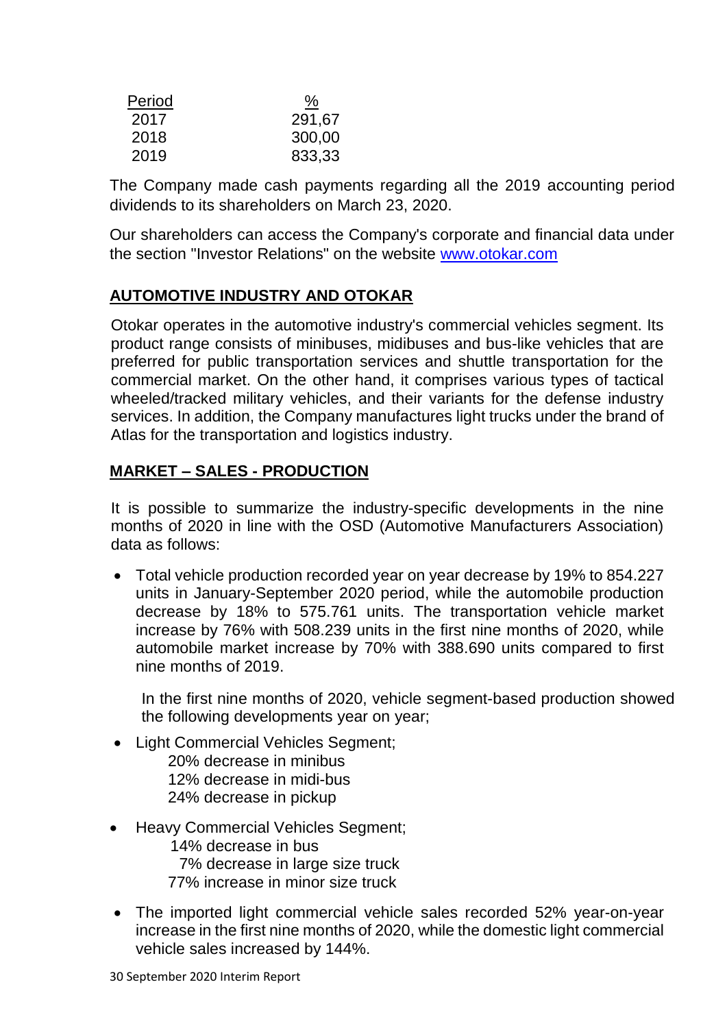| Period | % |
|---|---|
| 2017 | 291,67 |
| 2018 | 300,00 |
| 2019 | 833,33 |

The Company made cash payments regarding all the 2019 accounting period dividends to its shareholders on March 23, 2020.

Our shareholders can access the Company's corporate and financial data under the section "Investor Relations" on the website www.otokar.com

## AUTOMOTIVE INDUSTRY AND OTOKAR

Otokar operates in the automotive industry's commercial vehicles segment. Its product range consists of minibuses, midibuses and bus-like vehicles that are preferred for public transportation services and shuttle transportation for the commercial market. On the other hand, it comprises various types of tactical wheeled/tracked military vehicles, and their variants for the defense industry services. In addition, the Company manufactures light trucks under the brand of Atlas for the transportation and logistics industry.

## MARKET – SALES - PRODUCTION

It is possible to summarize the industry-specific developments in the nine months of 2020 in line with the OSD (Automotive Manufacturers Association) data as follows:

- Total vehicle production recorded year on year decrease by 19% to 854.227 units in January-September 2020 period, while the automobile production decrease by 18% to 575.761 units. The transportation vehicle market increase by 76% with 508.239 units in the first nine months of 2020, while automobile market increase by 70% with 388.690 units compared to first nine months of 2019.

  In the first nine months of 2020, vehicle segment-based production showed the following developments year on year;

- Light Commercial Vehicles Segment;
  - 20% decrease in minibus
  - 12% decrease in midi-bus
  - 24% decrease in pickup
- Heavy Commercial Vehicles Segment;
  - 14% decrease in bus
  - 7% decrease in large size truck
  - 77% increase in minor size truck
- The imported light commercial vehicle sales recorded 52% year-on-year increase in the first nine months of 2020, while the domestic light commercial vehicle sales increased by 144%.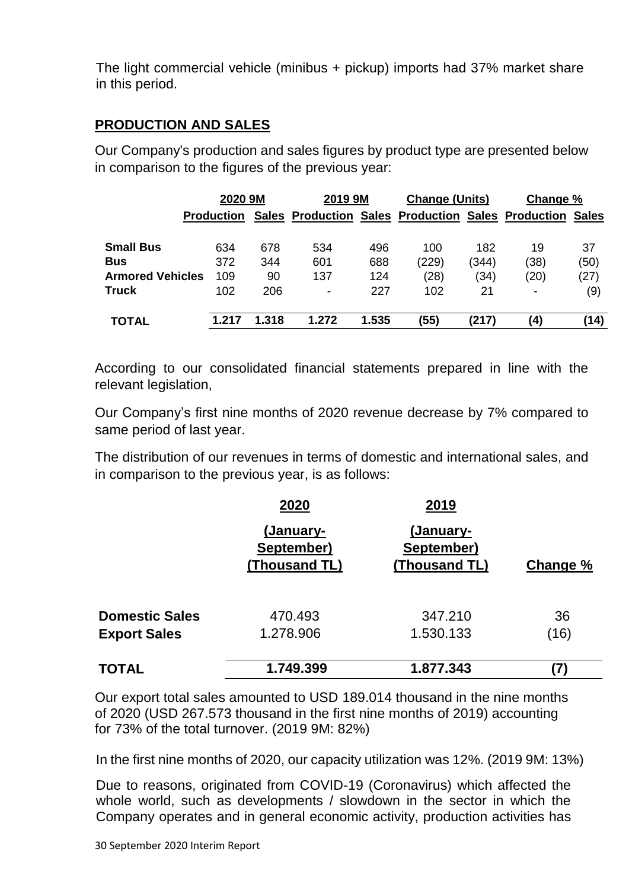The light commercial vehicle (minibus + pickup) imports had 37% market share in this period.

## PRODUCTION AND SALES

Our Company's production and sales figures by product type are presented below in comparison to the figures of the previous year:

| | 2020 9M | | 2019 9M | | Change (Units) | | Change % | |
|---|---|---|---|---|---|---|---|---|
| | Production | Sales | Production | Sales | Production | Sales | Production | Sales |
| **Small Bus** | 634 | 678 | 534 | 496 | 100 | 182 | 19 | 37 |
| **Bus** | 372 | 344 | 601 | 688 | (229) | (344) | (38) | (50) |
| **Armored Vehicles** | 109 | 90 | 137 | 124 | (28) | (34) | (20) | (27) |
| **Truck** | 102 | 206 | - | 227 | 102 | 21 | - | (9) |
| **TOTAL** | **1.217** | **1.318** | **1.272** | **1.535** | **(55)** | **(217)** | **(4)** | **(14)** |

According to our consolidated financial statements prepared in line with the relevant legislation,

Our Company's first nine months of 2020 revenue decrease by 7% compared to same period of last year.

The distribution of our revenues in terms of domestic and international sales, and in comparison to the previous year, is as follows:

| | 2020 (January-September) (Thousand TL) | 2019 (January-September) (Thousand TL) | Change % |
|---|---|---|---|
| **Domestic Sales** | 470.493 | 347.210 | 36 |
| **Export Sales** | 1.278.906 | 1.530.133 | (16) |
| **TOTAL** | **1.749.399** | **1.877.343** | **(7)** |

Our export total sales amounted to USD 189.014 thousand in the nine months of 2020 (USD 267.573 thousand in the first nine months of 2019) accounting for 73% of the total turnover. (2019 9M: 82%)

In the first nine months of 2020, our capacity utilization was 12%. (2019 9M: 13%)

Due to reasons, originated from COVID-19 (Coronavirus) which affected the whole world, such as developments / slowdown in the sector in which the Company operates and in general economic activity, production activities has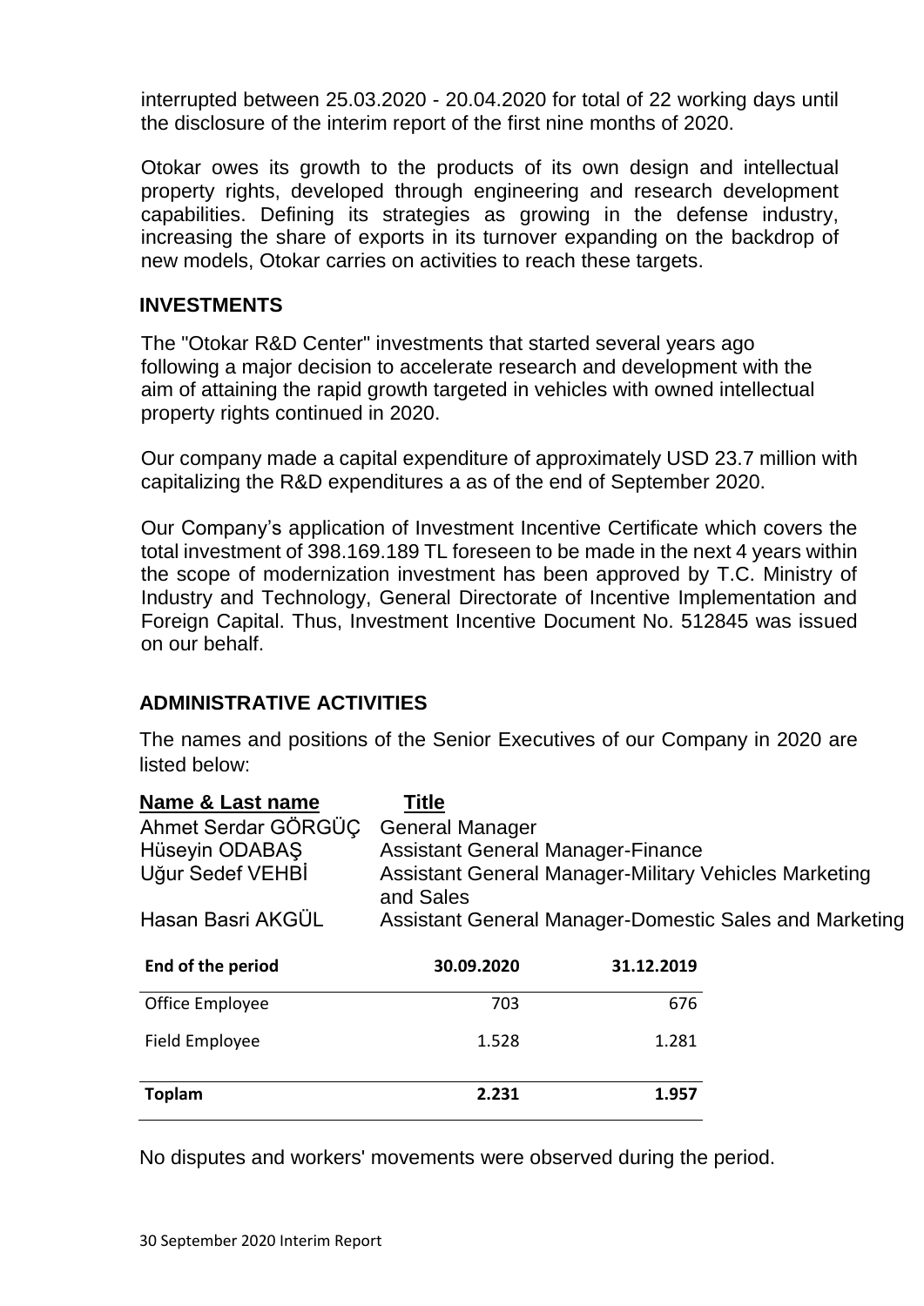interrupted between 25.03.2020 - 20.04.2020 for total of 22 working days until the disclosure of the interim report of the first nine months of 2020.

Otokar owes its growth to the products of its own design and intellectual property rights, developed through engineering and research development capabilities. Defining its strategies as growing in the defense industry, increasing the share of exports in its turnover expanding on the backdrop of new models, Otokar carries on activities to reach these targets.

## INVESTMENTS

The "Otokar R&D Center" investments that started several years ago following a major decision to accelerate research and development with the aim of attaining the rapid growth targeted in vehicles with owned intellectual property rights continued in 2020.

Our company made a capital expenditure of approximately USD 23.7 million with capitalizing the R&D expenditures a as of the end of September 2020.

Our Company's application of Investment Incentive Certificate which covers the total investment of 398.169.189 TL foreseen to be made in the next 4 years within the scope of modernization investment has been approved by T.C. Ministry of Industry and Technology, General Directorate of Incentive Implementation and Foreign Capital. Thus, Investment Incentive Document No. 512845 was issued on our behalf.

## ADMINISTRATIVE ACTIVITIES

The names and positions of the Senior Executives of our Company in 2020 are listed below:

| Name & Last name | Title |
|---|---|
| Ahmet Serdar GÖRGÜÇ | General Manager |
| Hüseyin ODABAŞ | Assistant General Manager-Finance |
| Uğur Sedef VEHBİ | Assistant General Manager-Military Vehicles Marketing and Sales |
| Hasan Basri AKGÜL | Assistant General Manager-Domestic Sales and Marketing |

| End of the period | 30.09.2020 | 31.12.2019 |
|---|---|---|
| Office Employee | 703 | 676 |
| Field Employee | 1.528 | 1.281 |
| **Toplam** | **2.231** | **1.957** |

No disputes and workers' movements were observed during the period.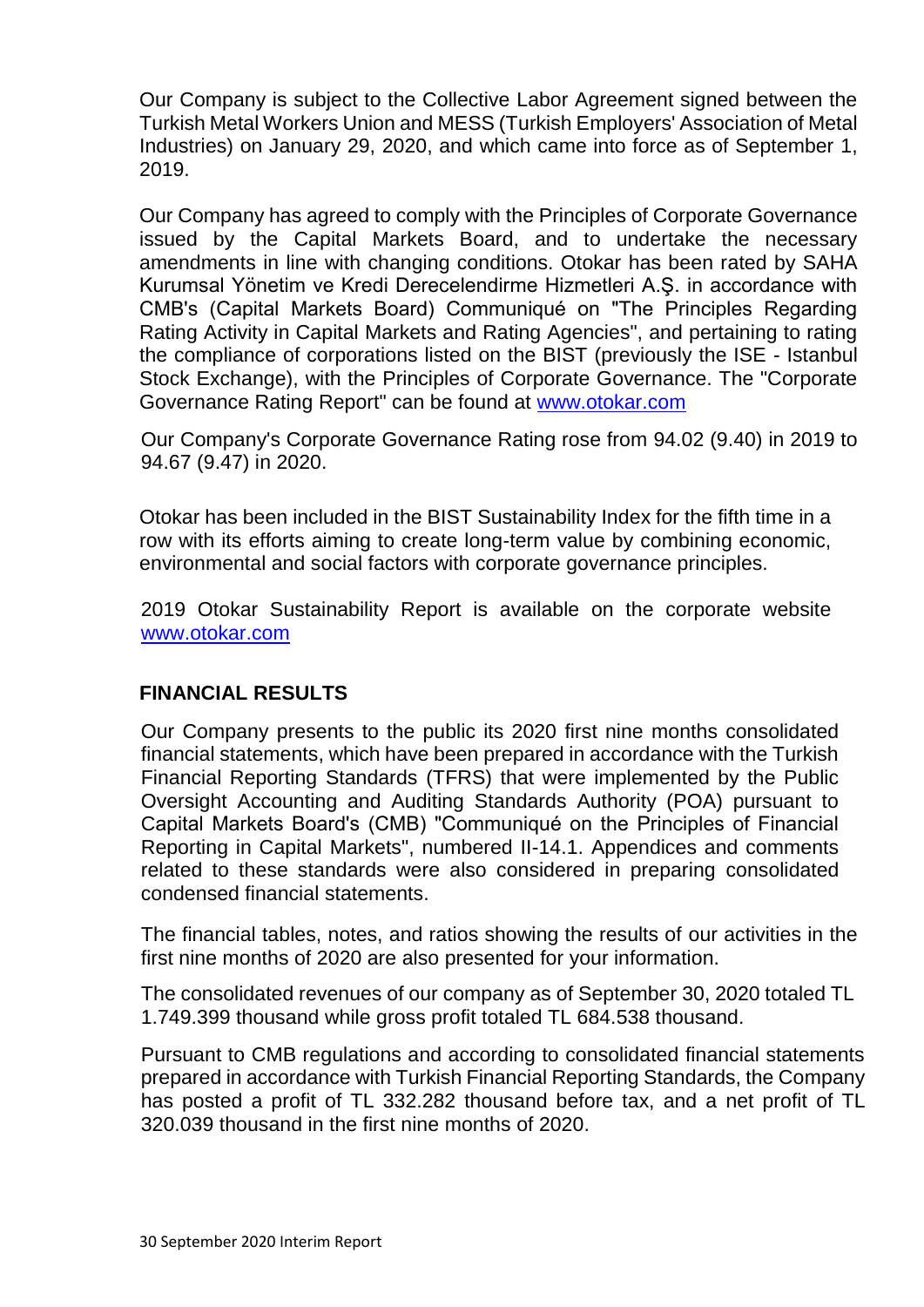Our Company is subject to the Collective Labor Agreement signed between the Turkish Metal Workers Union and MESS (Turkish Employers' Association of Metal Industries) on January 29, 2020, and which came into force as of September 1, 2019.

Our Company has agreed to comply with the Principles of Corporate Governance issued by the Capital Markets Board, and to undertake the necessary amendments in line with changing conditions. Otokar has been rated by SAHA Kurumsal Yönetim ve Kredi Derecelendirme Hizmetleri A.Ş. in accordance with CMB's (Capital Markets Board) Communiqué on "The Principles Regarding Rating Activity in Capital Markets and Rating Agencies", and pertaining to rating the compliance of corporations listed on the BIST (previously the ISE - Istanbul Stock Exchange), with the Principles of Corporate Governance. The "Corporate Governance Rating Report" can be found at www.otokar.com

Our Company's Corporate Governance Rating rose from 94.02 (9.40) in 2019 to 94.67 (9.47) in 2020.

Otokar has been included in the BIST Sustainability Index for the fifth time in a row with its efforts aiming to create long-term value by combining economic, environmental and social factors with corporate governance principles.

2019 Otokar Sustainability Report is available on the corporate website www.otokar.com

## FINANCIAL RESULTS

Our Company presents to the public its 2020 first nine months consolidated financial statements, which have been prepared in accordance with the Turkish Financial Reporting Standards (TFRS) that were implemented by the Public Oversight Accounting and Auditing Standards Authority (POA) pursuant to Capital Markets Board's (CMB) "Communiqué on the Principles of Financial Reporting in Capital Markets", numbered II-14.1. Appendices and comments related to these standards were also considered in preparing consolidated condensed financial statements.

The financial tables, notes, and ratios showing the results of our activities in the first nine months of 2020 are also presented for your information.

The consolidated revenues of our company as of September 30, 2020 totaled TL 1.749.399 thousand while gross profit totaled TL 684.538 thousand.

Pursuant to CMB regulations and according to consolidated financial statements prepared in accordance with Turkish Financial Reporting Standards, the Company has posted a profit of TL 332.282 thousand before tax, and a net profit of TL 320.039 thousand in the first nine months of 2020.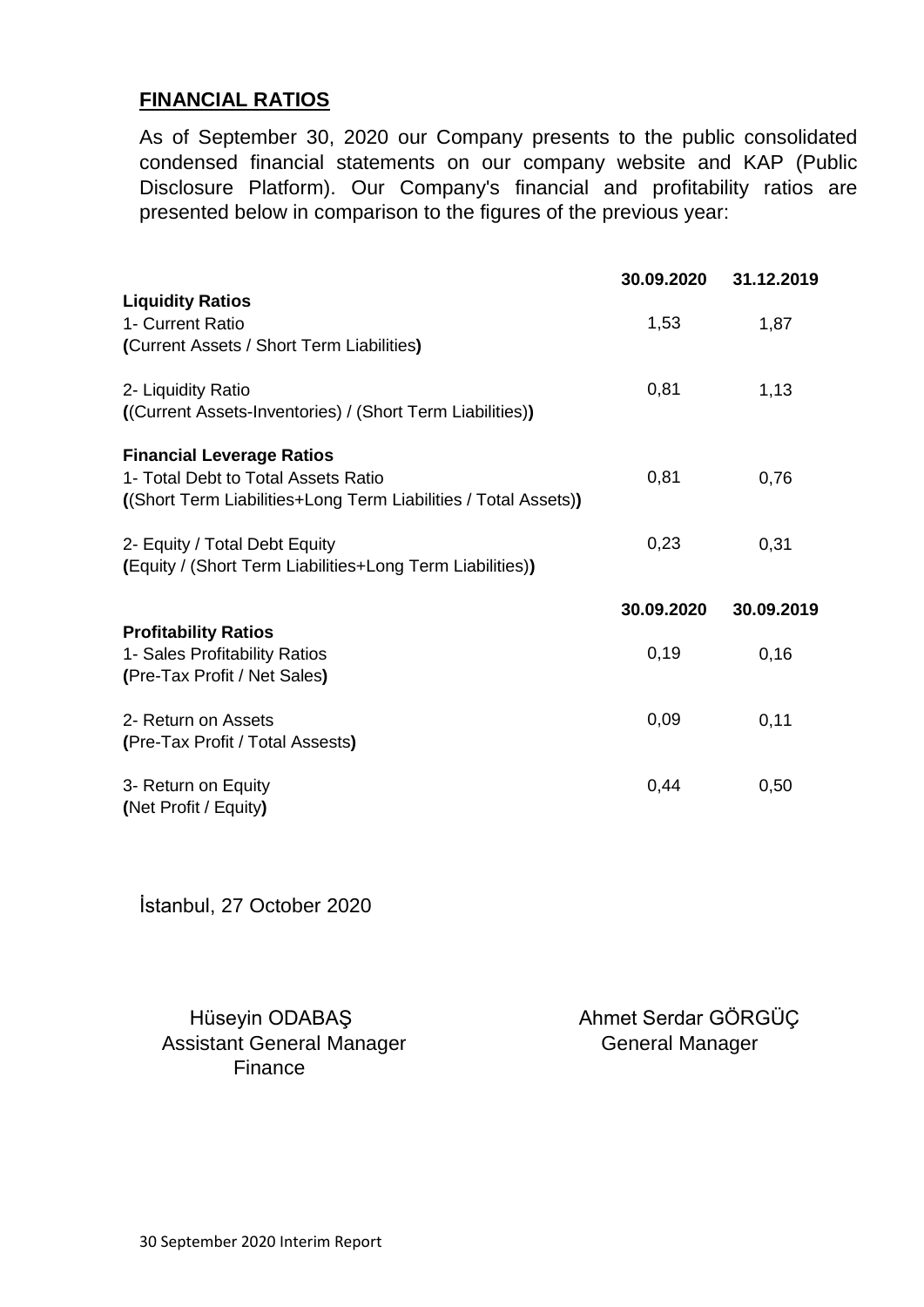## FINANCIAL RATIOS

As of September 30, 2020 our Company presents to the public consolidated condensed financial statements on our company website and KAP (Public Disclosure Platform). Our Company's financial and profitability ratios are presented below in comparison to the figures of the previous year:

| | 30.09.2020 | 31.12.2019 |
|---|---|---|
| **Liquidity Ratios** | | |
| 1- Current Ratio<br>**(**Current Assets / Short Term Liabilities**)** | 1,53 | 1,87 |
| 2- Liquidity Ratio<br>**(**(Current Assets-Inventories) / (Short Term Liabilities)**)** | 0,81 | 1,13 |
| **Financial Leverage Ratios** | | |
| 1- Total Debt to Total Assets Ratio<br>**(**(Short Term Liabilities+Long Term Liabilities / Total Assets)**)** | 0,81 | 0,76 |
| 2- Equity / Total Debt Equity<br>**(**Equity / (Short Term Liabilities+Long Term Liabilities)**)** | 0,23 | 0,31 |
| | **30.09.2020** | **30.09.2019** |
| **Profitability Ratios** | | |
| 1- Sales Profitability Ratios<br>**(**Pre-Tax Profit / Net Sales**)** | 0,19 | 0,16 |
| 2- Return on Assets<br>**(**Pre-Tax Profit / Total Assests**)** | 0,09 | 0,11 |
| 3- Return on Equity<br>**(**Net Profit / Equity**)** | 0,44 | 0,50 |

İstanbul, 27 October 2020

Hüseyin ODABAŞ
Assistant General Manager
Finance

Ahmet Serdar GÖRGÜÇ
General Manager